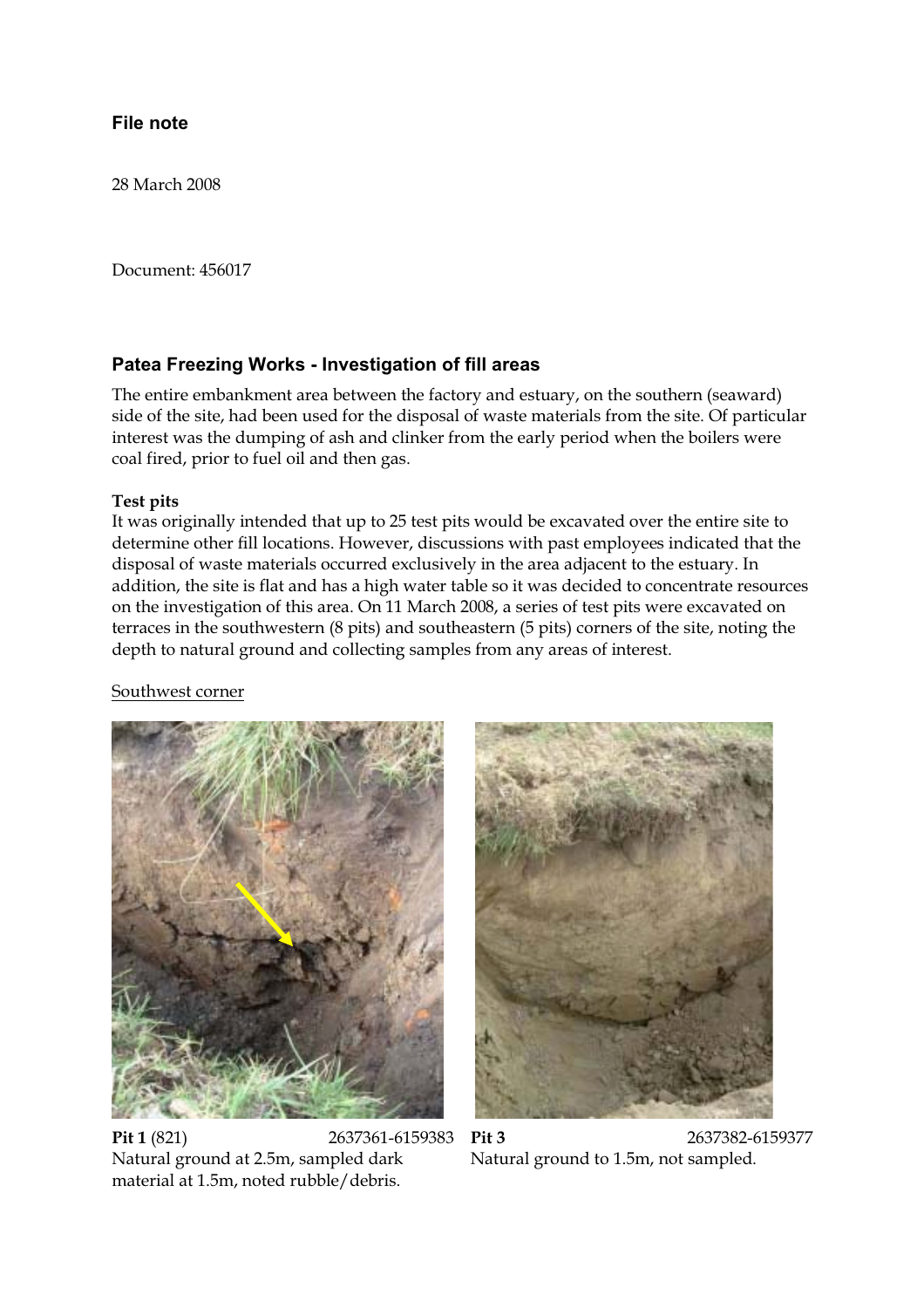**File note**

28 March 2008

Document: 456017

## Patea Freezing Works - Investigation of fill areas

The entire embankment area between the factory and estuary, on the southern (seaward) side of the site, had been used for the disposal of waste materials from the site. Of particular interest was the dumping of ash and clinker from the early period when the boilers were coal fired, prior to fuel oil and then gas.

### Test pits

It was originally intended that up to 25 test pits would be excavated over the entire site to determine other fill locations. However, discussions with past employees indicated that the disposal of waste materials occurred exclusively in the area adjacent to the estuary. In addition, the site is flat and has a high water table so it was decided to concentrate resources on the investigation of this area. On 11 March 2008, a series of test pits were excavated on terraces in the southwestern (8 pits) and southeastern (5 pits) corners of the site, noting the depth to natural ground and collecting samples from any areas of interest.

Southwest corner

**Pit 1** (821) 2637361-6159383
Natural ground at 2.5m, sampled dark material at 1.5m, noted rubble/debris.

**Pit 3** 2637382-6159377
Natural ground to 1.5m, not sampled.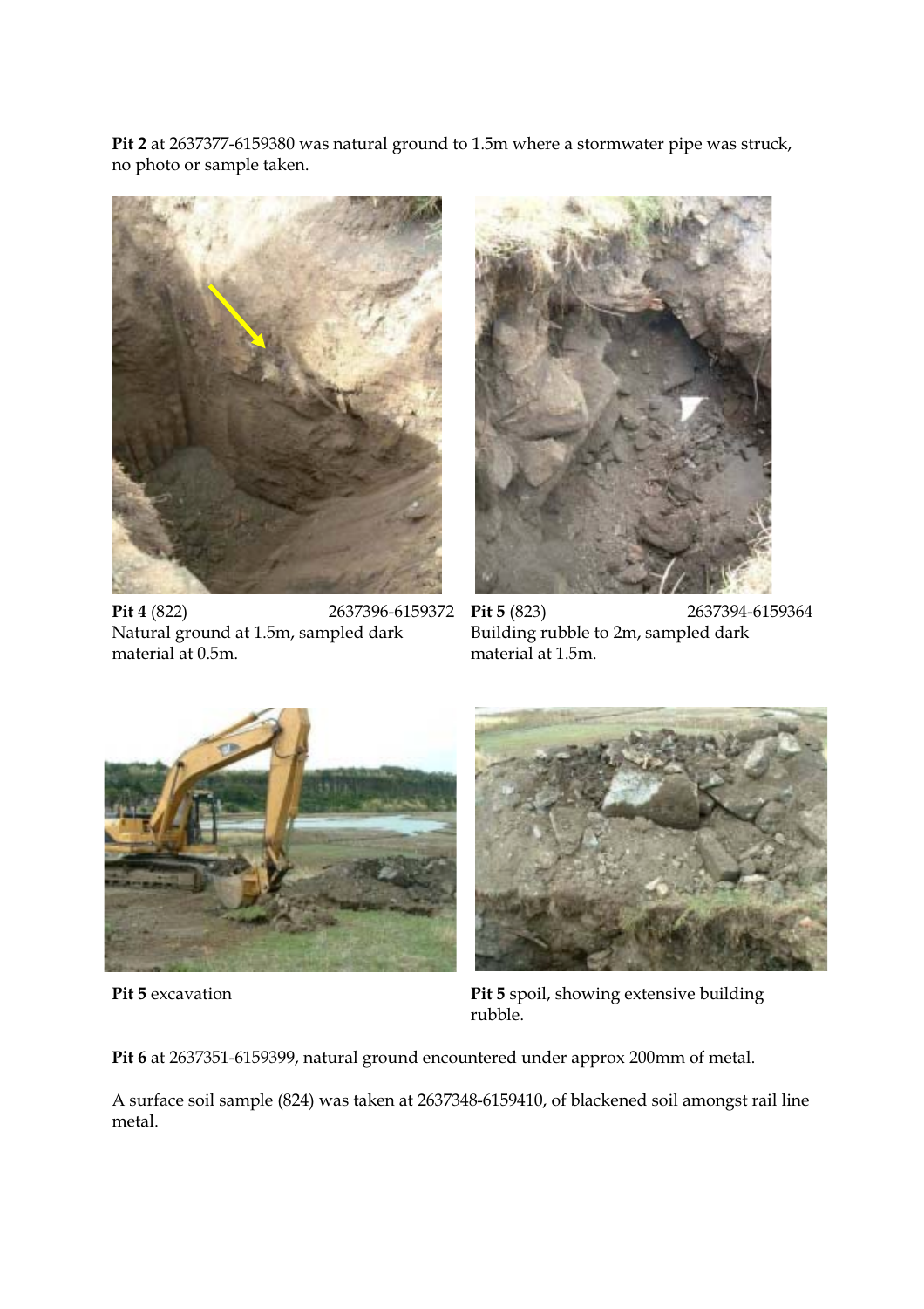**Pit 2** at 2637377-6159380 was natural ground to 1.5m where a stormwater pipe was struck, no photo or sample taken.

**Pit 4** (822) 2637396-6159372
Natural ground at 1.5m, sampled dark material at 0.5m.

**Pit 5** (823) 2637394-6159364
Building rubble to 2m, sampled dark material at 1.5m.

**Pit 5** excavation

**Pit 5** spoil, showing extensive building rubble.

**Pit 6** at 2637351-6159399, natural ground encountered under approx 200mm of metal.

A surface soil sample (824) was taken at 2637348-6159410, of blackened soil amongst rail line metal.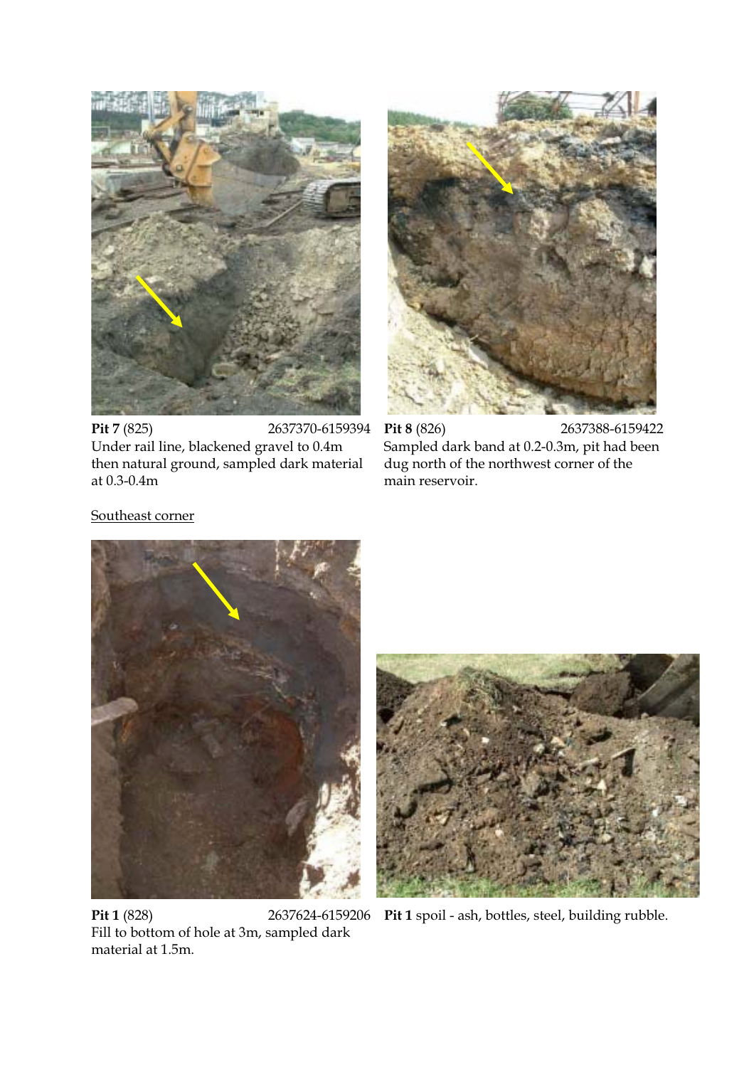**Pit 7** (825) 2637370-6159394
Under rail line, blackened gravel to 0.4m then natural ground, sampled dark material at 0.3-0.4m

**Pit 8** (826) 2637388-6159422
Sampled dark band at 0.2-0.3m, pit had been dug north of the northwest corner of the main reservoir.

<u>Southeast corner</u>

**Pit 1** (828) 2637624-6159206
Fill to bottom of hole at 3m, sampled dark material at 1.5m.

**Pit 1** spoil - ash, bottles, steel, building rubble.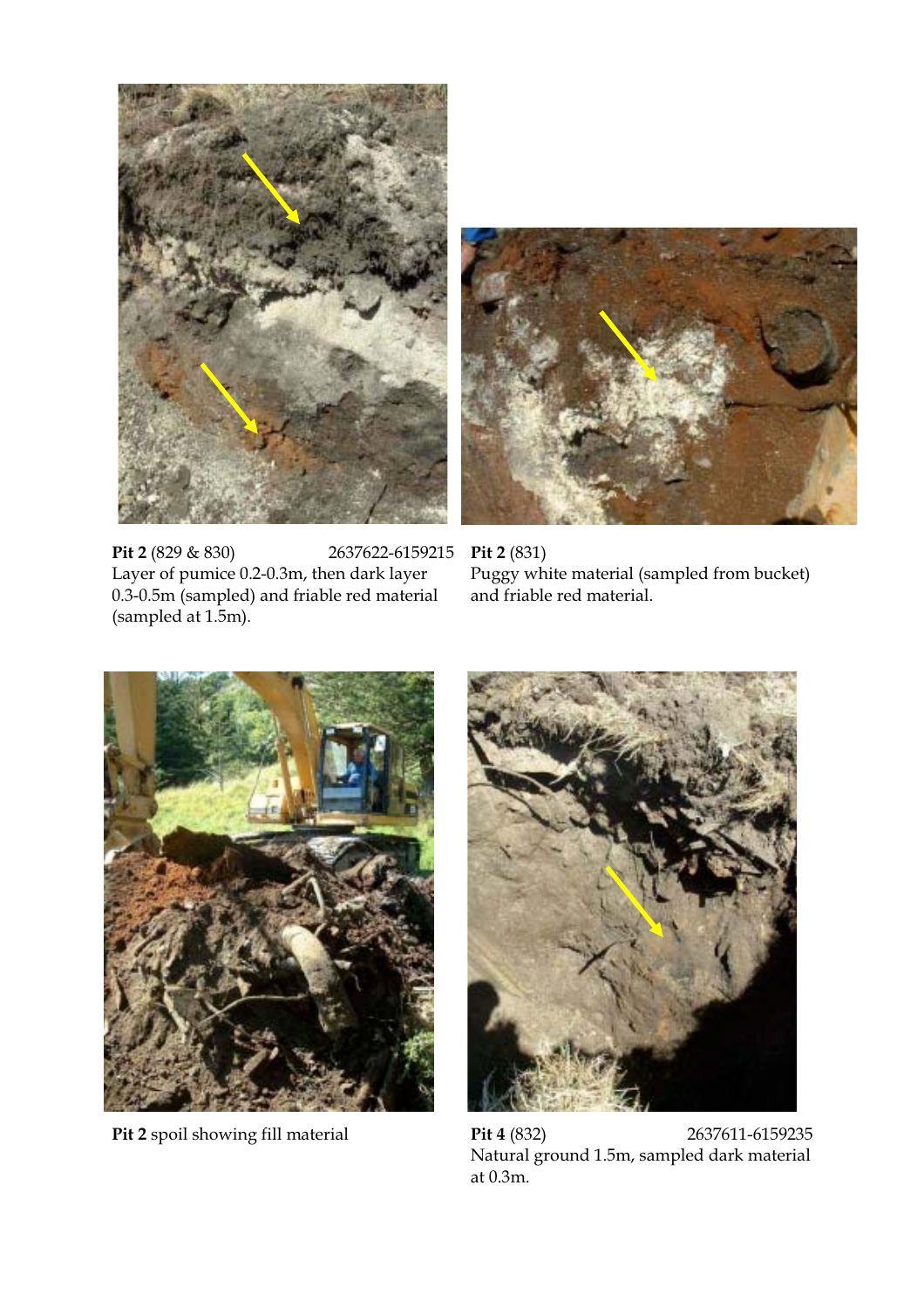**Pit 2** (829 & 830) 2637622-6159215
Layer of pumice 0.2-0.3m, then dark layer 0.3-0.5m (sampled) and friable red material (sampled at 1.5m).

**Pit 2** (831)
Puggy white material (sampled from bucket) and friable red material.

**Pit 2** spoil showing fill material

**Pit 4** (832) 2637611-6159235
Natural ground 1.5m, sampled dark material at 0.3m.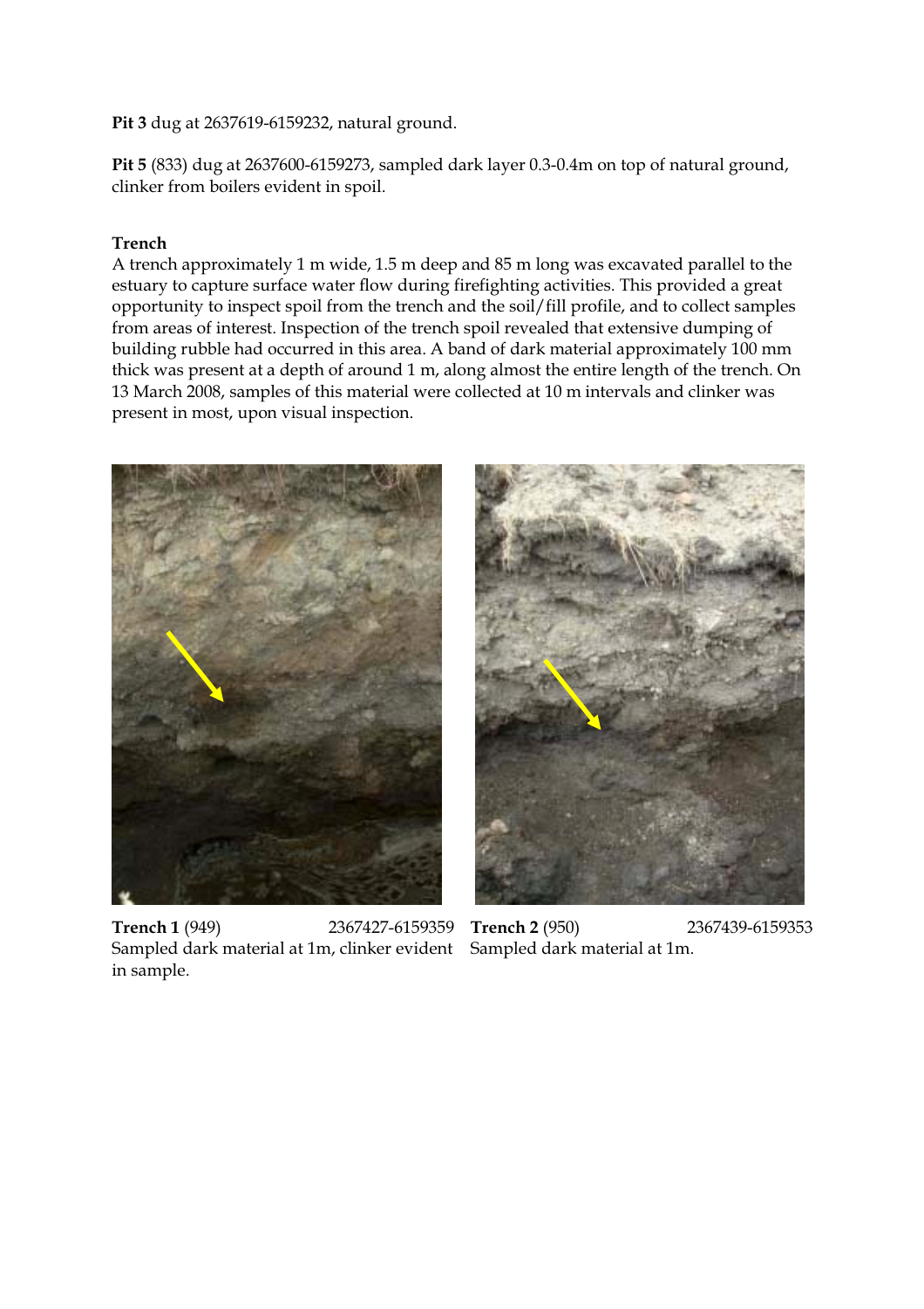**Pit 3** dug at 2637619-6159232, natural ground.

**Pit 5** (833) dug at 2637600-6159273, sampled dark layer 0.3-0.4m on top of natural ground, clinker from boilers evident in spoil.

**Trench**

A trench approximately 1 m wide, 1.5 m deep and 85 m long was excavated parallel to the estuary to capture surface water flow during firefighting activities. This provided a great opportunity to inspect spoil from the trench and the soil/fill profile, and to collect samples from areas of interest. Inspection of the trench spoil revealed that extensive dumping of building rubble had occurred in this area. A band of dark material approximately 100 mm thick was present at a depth of around 1 m, along almost the entire length of the trench. On 13 March 2008, samples of this material were collected at 10 m intervals and clinker was present in most, upon visual inspection.

**Trench 1** (949) 2367427-6159359
Sampled dark material at 1m, clinker evident in sample.

**Trench 2** (950) 2367439-6159353
Sampled dark material at 1m.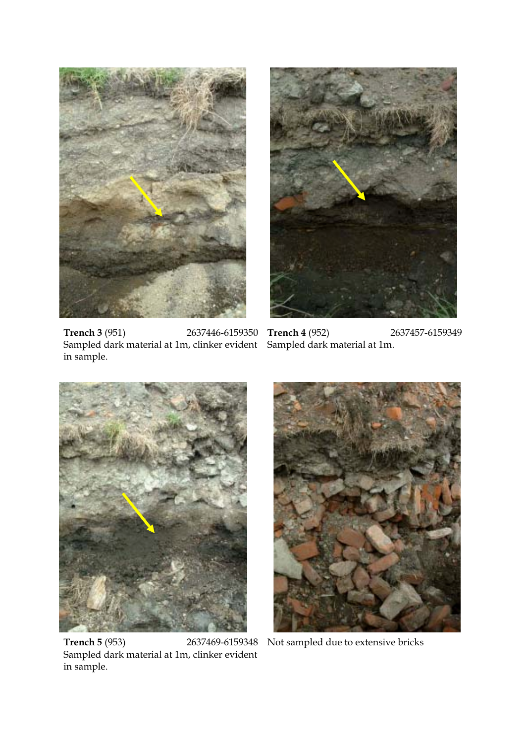**Trench 3** (951) 2637446-6159350
Sampled dark material at 1m, clinker evident in sample.

**Trench 4** (952) 2637457-6159349
Sampled dark material at 1m.

**Trench 5** (953) 2637469-6159348
Sampled dark material at 1m, clinker evident in sample.

Not sampled due to extensive bricks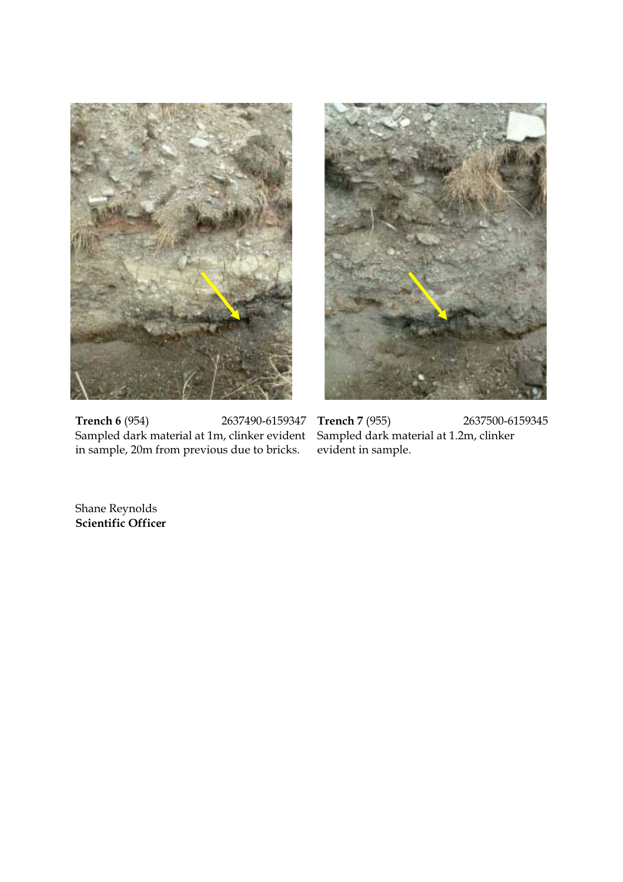**Trench 6** (954) 2637490-6159347
Sampled dark material at 1m, clinker evident in sample, 20m from previous due to bricks.

**Trench 7** (955) 2637500-6159345
Sampled dark material at 1.2m, clinker evident in sample.

Shane Reynolds
**Scientific Officer**